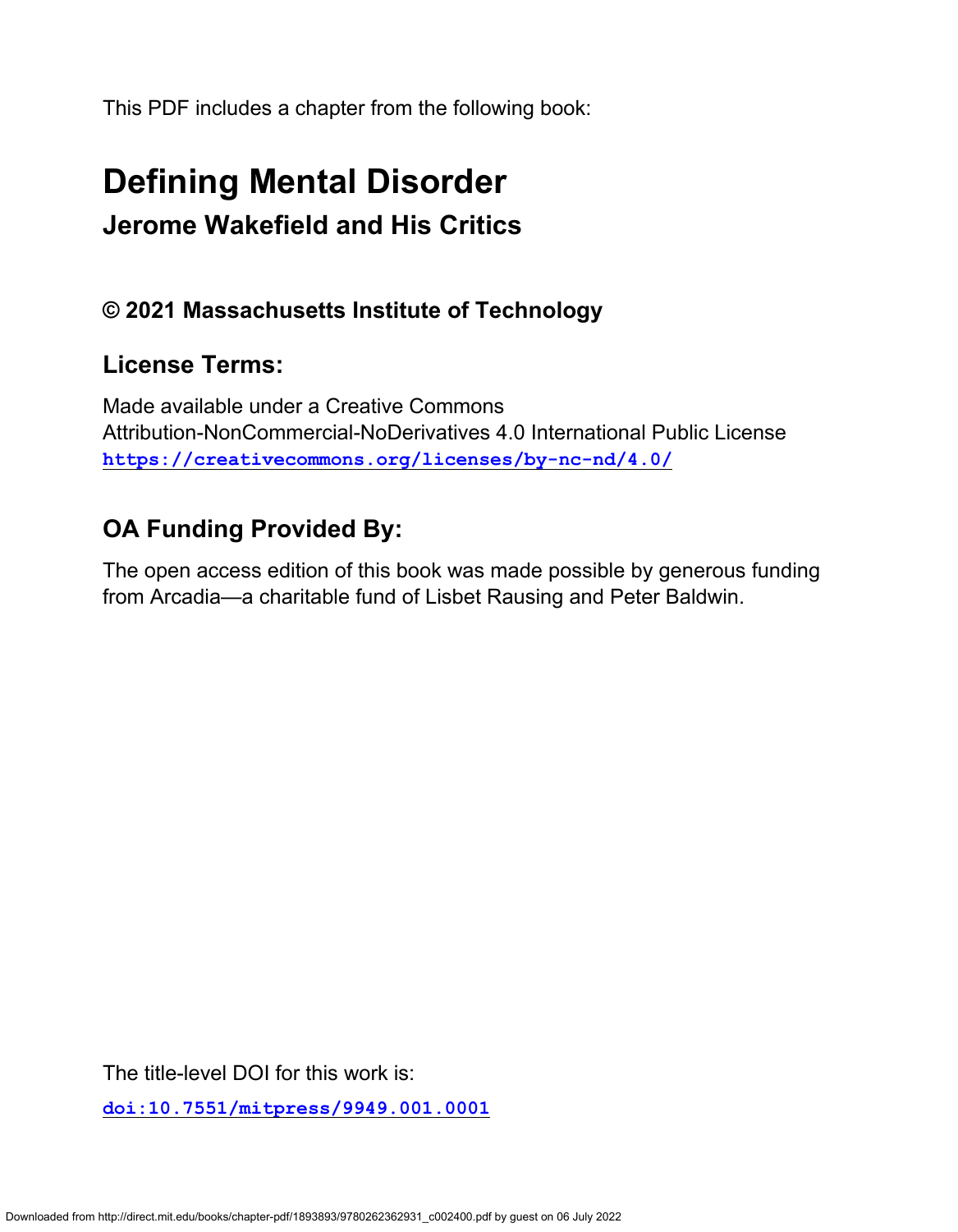This PDF includes a chapter from the following book:

# Defining Mental Disorder

## Jerome Wakefield and His Critics

### © 2021 Massachusetts Institute of Technology

### License Terms:

Made available under a Creative Commons
Attribution-NonCommercial-NoDerivatives 4.0 International Public License
https://creativecommons.org/licenses/by-nc-nd/4.0/

### OA Funding Provided By:

The open access edition of this book was made possible by generous funding from Arcadia—a charitable fund of Lisbet Rausing and Peter Baldwin.

The title-level DOI for this work is:

doi:10.7551/mitpress/9949.001.0001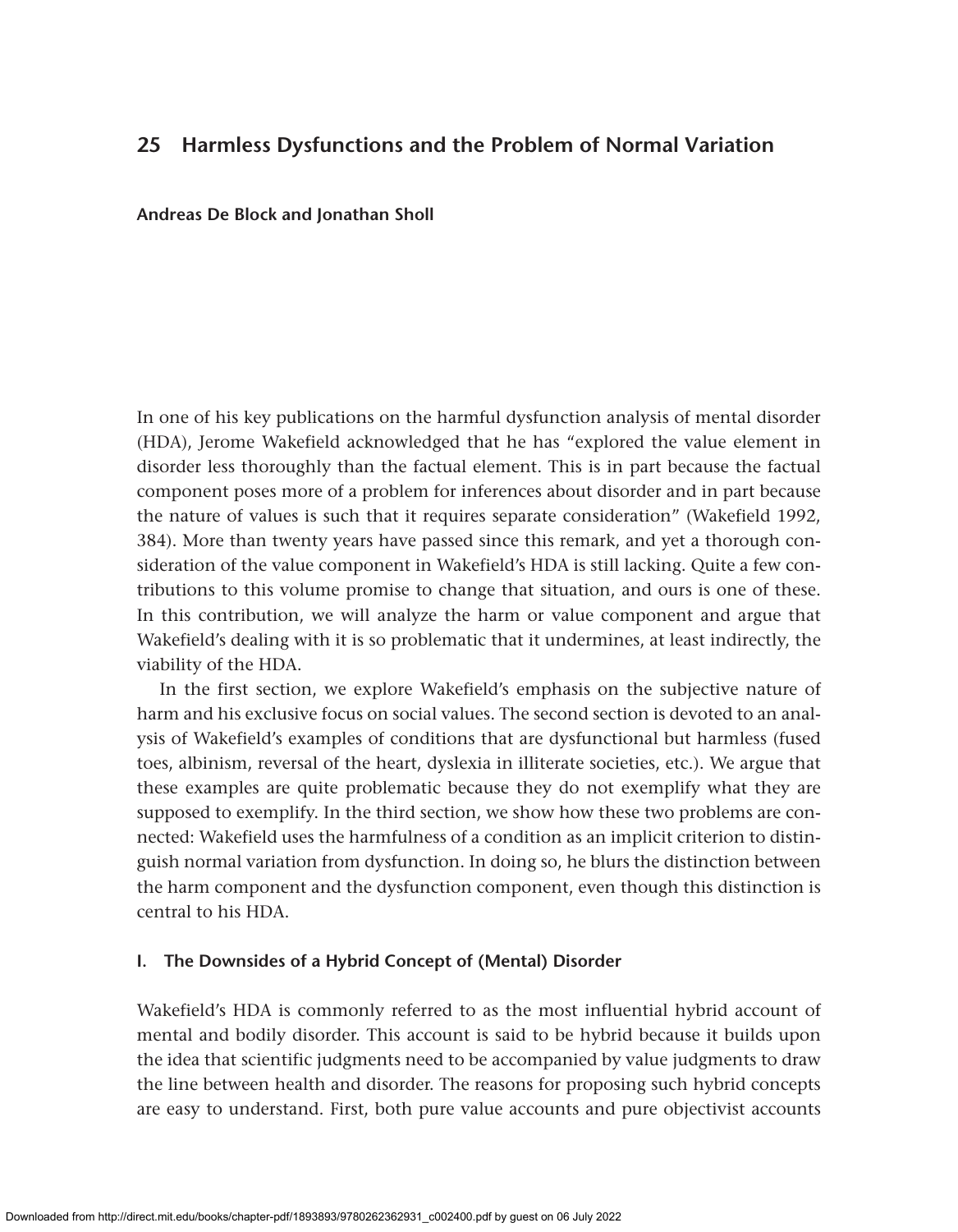## 25 Harmless Dysfunctions and the Problem of Normal Variation

**Andreas De Block and Jonathan Sholl**

In one of his key publications on the harmful dysfunction analysis of mental disorder (HDA), Jerome Wakefield acknowledged that he has "explored the value element in disorder less thoroughly than the factual element. This is in part because the factual component poses more of a problem for inferences about disorder and in part because the nature of values is such that it requires separate consideration" (Wakefield 1992, 384). More than twenty years have passed since this remark, and yet a thorough consideration of the value component in Wakefield's HDA is still lacking. Quite a few contributions to this volume promise to change that situation, and ours is one of these. In this contribution, we will analyze the harm or value component and argue that Wakefield's dealing with it is so problematic that it undermines, at least indirectly, the viability of the HDA.

In the first section, we explore Wakefield's emphasis on the subjective nature of harm and his exclusive focus on social values. The second section is devoted to an analysis of Wakefield's examples of conditions that are dysfunctional but harmless (fused toes, albinism, reversal of the heart, dyslexia in illiterate societies, etc.). We argue that these examples are quite problematic because they do not exemplify what they are supposed to exemplify. In the third section, we show how these two problems are connected: Wakefield uses the harmfulness of a condition as an implicit criterion to distinguish normal variation from dysfunction. In doing so, he blurs the distinction between the harm component and the dysfunction component, even though this distinction is central to his HDA.

### I. The Downsides of a Hybrid Concept of (Mental) Disorder

Wakefield's HDA is commonly referred to as the most influential hybrid account of mental and bodily disorder. This account is said to be hybrid because it builds upon the idea that scientific judgments need to be accompanied by value judgments to draw the line between health and disorder. The reasons for proposing such hybrid concepts are easy to understand. First, both pure value accounts and pure objectivist accounts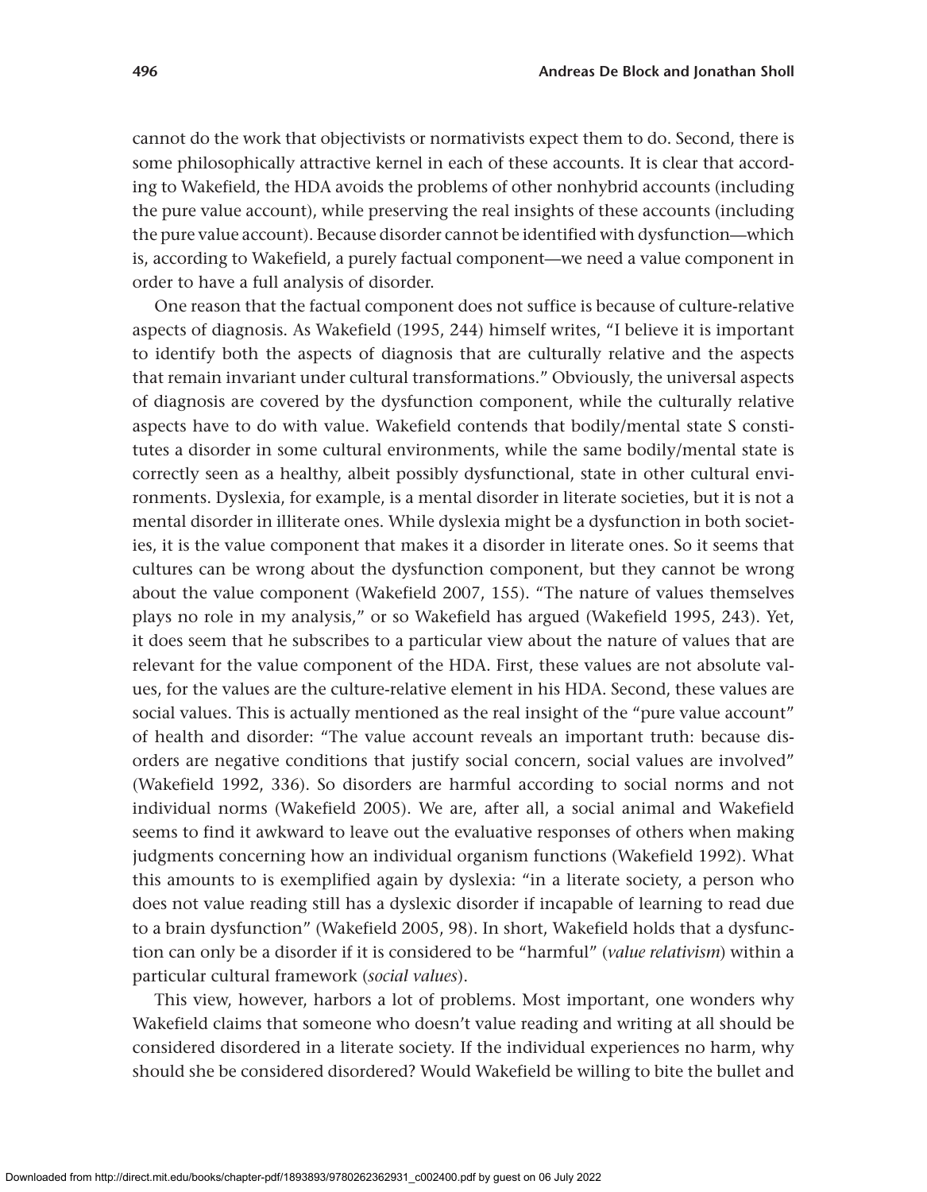cannot do the work that objectivists or normativists expect them to do. Second, there is some philosophically attractive kernel in each of these accounts. It is clear that according to Wakefield, the HDA avoids the problems of other nonhybrid accounts (including the pure value account), while preserving the real insights of these accounts (including the pure value account). Because disorder cannot be identified with dysfunction—which is, according to Wakefield, a purely factual component—we need a value component in order to have a full analysis of disorder.

One reason that the factual component does not suffice is because of culture-relative aspects of diagnosis. As Wakefield (1995, 244) himself writes, "I believe it is important to identify both the aspects of diagnosis that are culturally relative and the aspects that remain invariant under cultural transformations." Obviously, the universal aspects of diagnosis are covered by the dysfunction component, while the culturally relative aspects have to do with value. Wakefield contends that bodily/mental state S constitutes a disorder in some cultural environments, while the same bodily/mental state is correctly seen as a healthy, albeit possibly dysfunctional, state in other cultural environments. Dyslexia, for example, is a mental disorder in literate societies, but it is not a mental disorder in illiterate ones. While dyslexia might be a dysfunction in both societies, it is the value component that makes it a disorder in literate ones. So it seems that cultures can be wrong about the dysfunction component, but they cannot be wrong about the value component (Wakefield 2007, 155). "The nature of values themselves plays no role in my analysis," or so Wakefield has argued (Wakefield 1995, 243). Yet, it does seem that he subscribes to a particular view about the nature of values that are relevant for the value component of the HDA. First, these values are not absolute values, for the values are the culture-relative element in his HDA. Second, these values are social values. This is actually mentioned as the real insight of the "pure value account" of health and disorder: "The value account reveals an important truth: because disorders are negative conditions that justify social concern, social values are involved" (Wakefield 1992, 336). So disorders are harmful according to social norms and not individual norms (Wakefield 2005). We are, after all, a social animal and Wakefield seems to find it awkward to leave out the evaluative responses of others when making judgments concerning how an individual organism functions (Wakefield 1992). What this amounts to is exemplified again by dyslexia: "in a literate society, a person who does not value reading still has a dyslexic disorder if incapable of learning to read due to a brain dysfunction" (Wakefield 2005, 98). In short, Wakefield holds that a dysfunction can only be a disorder if it is considered to be "harmful" (*value relativism*) within a particular cultural framework (*social values*).

This view, however, harbors a lot of problems. Most important, one wonders why Wakefield claims that someone who doesn't value reading and writing at all should be considered disordered in a literate society. If the individual experiences no harm, why should she be considered disordered? Would Wakefield be willing to bite the bullet and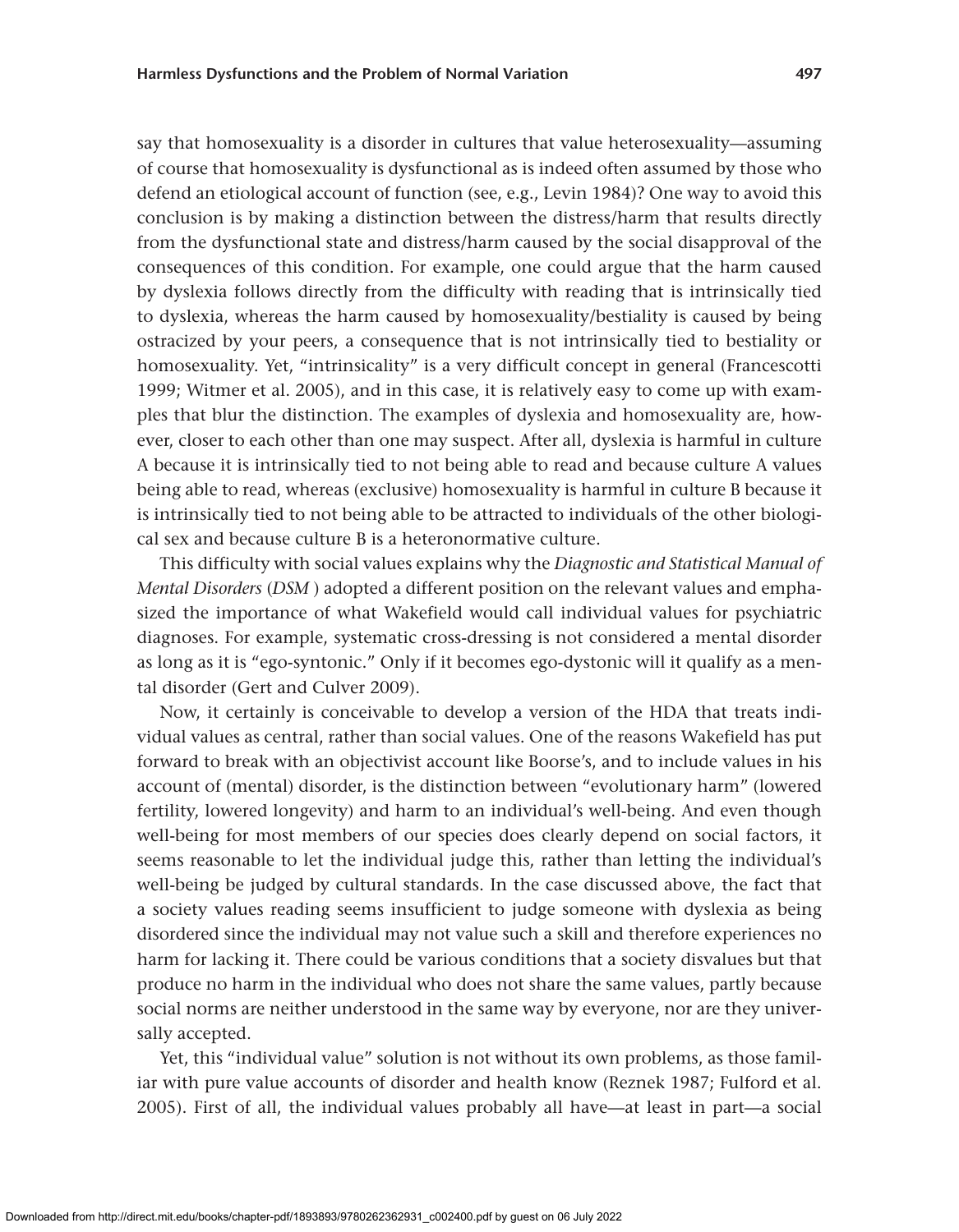say that homosexuality is a disorder in cultures that value heterosexuality—assuming of course that homosexuality is dysfunctional as is indeed often assumed by those who defend an etiological account of function (see, e.g., Levin 1984)? One way to avoid this conclusion is by making a distinction between the distress/harm that results directly from the dysfunctional state and distress/harm caused by the social disapproval of the consequences of this condition. For example, one could argue that the harm caused by dyslexia follows directly from the difficulty with reading that is intrinsically tied to dyslexia, whereas the harm caused by homosexuality/bestiality is caused by being ostracized by your peers, a consequence that is not intrinsically tied to bestiality or homosexuality. Yet, "intrinsicality" is a very difficult concept in general (Francescotti 1999; Witmer et al. 2005), and in this case, it is relatively easy to come up with examples that blur the distinction. The examples of dyslexia and homosexuality are, however, closer to each other than one may suspect. After all, dyslexia is harmful in culture A because it is intrinsically tied to not being able to read and because culture A values being able to read, whereas (exclusive) homosexuality is harmful in culture B because it is intrinsically tied to not being able to be attracted to individuals of the other biological sex and because culture B is a heteronormative culture.

This difficulty with social values explains why the *Diagnostic and Statistical Manual of Mental Disorders* (*DSM*) adopted a different position on the relevant values and emphasized the importance of what Wakefield would call individual values for psychiatric diagnoses. For example, systematic cross-dressing is not considered a mental disorder as long as it is "ego-syntonic." Only if it becomes ego-dystonic will it qualify as a mental disorder (Gert and Culver 2009).

Now, it certainly is conceivable to develop a version of the HDA that treats individual values as central, rather than social values. One of the reasons Wakefield has put forward to break with an objectivist account like Boorse's, and to include values in his account of (mental) disorder, is the distinction between "evolutionary harm" (lowered fertility, lowered longevity) and harm to an individual's well-being. And even though well-being for most members of our species does clearly depend on social factors, it seems reasonable to let the individual judge this, rather than letting the individual's well-being be judged by cultural standards. In the case discussed above, the fact that a society values reading seems insufficient to judge someone with dyslexia as being disordered since the individual may not value such a skill and therefore experiences no harm for lacking it. There could be various conditions that a society disvalues but that produce no harm in the individual who does not share the same values, partly because social norms are neither understood in the same way by everyone, nor are they universally accepted.

Yet, this "individual value" solution is not without its own problems, as those familiar with pure value accounts of disorder and health know (Reznek 1987; Fulford et al. 2005). First of all, the individual values probably all have—at least in part—a social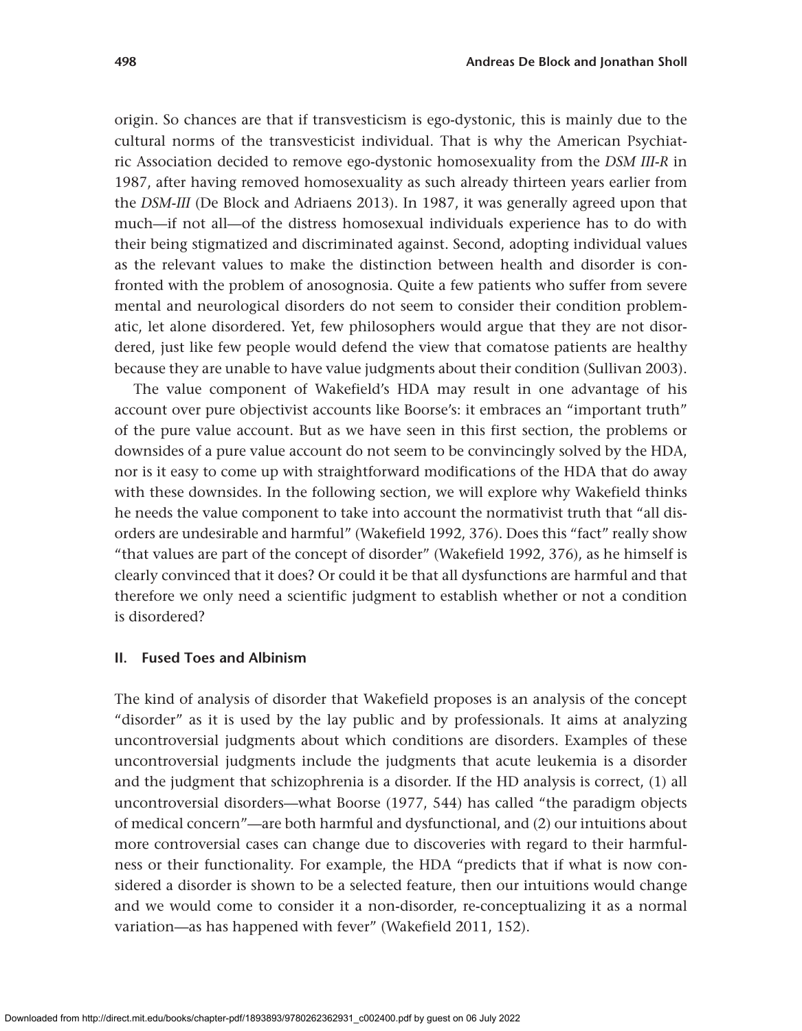origin. So chances are that if transvesticism is ego-dystonic, this is mainly due to the cultural norms of the transvesticist individual. That is why the American Psychiatric Association decided to remove ego-dystonic homosexuality from the *DSM III-R* in 1987, after having removed homosexuality as such already thirteen years earlier from the *DSM-III* (De Block and Adriaens 2013). In 1987, it was generally agreed upon that much—if not all—of the distress homosexual individuals experience has to do with their being stigmatized and discriminated against. Second, adopting individual values as the relevant values to make the distinction between health and disorder is confronted with the problem of anosognosia. Quite a few patients who suffer from severe mental and neurological disorders do not seem to consider their condition problematic, let alone disordered. Yet, few philosophers would argue that they are not disordered, just like few people would defend the view that comatose patients are healthy because they are unable to have value judgments about their condition (Sullivan 2003).

The value component of Wakefield's HDA may result in one advantage of his account over pure objectivist accounts like Boorse's: it embraces an "important truth" of the pure value account. But as we have seen in this first section, the problems or downsides of a pure value account do not seem to be convincingly solved by the HDA, nor is it easy to come up with straightforward modifications of the HDA that do away with these downsides. In the following section, we will explore why Wakefield thinks he needs the value component to take into account the normativist truth that "all disorders are undesirable and harmful" (Wakefield 1992, 376). Does this "fact" really show "that values are part of the concept of disorder" (Wakefield 1992, 376), as he himself is clearly convinced that it does? Or could it be that all dysfunctions are harmful and that therefore we only need a scientific judgment to establish whether or not a condition is disordered?

## II. Fused Toes and Albinism

The kind of analysis of disorder that Wakefield proposes is an analysis of the concept "disorder" as it is used by the lay public and by professionals. It aims at analyzing uncontroversial judgments about which conditions are disorders. Examples of these uncontroversial judgments include the judgments that acute leukemia is a disorder and the judgment that schizophrenia is a disorder. If the HD analysis is correct, (1) all uncontroversial disorders—what Boorse (1977, 544) has called "the paradigm objects of medical concern"—are both harmful and dysfunctional, and (2) our intuitions about more controversial cases can change due to discoveries with regard to their harmfulness or their functionality. For example, the HDA "predicts that if what is now considered a disorder is shown to be a selected feature, then our intuitions would change and we would come to consider it a non-disorder, re-conceptualizing it as a normal variation—as has happened with fever" (Wakefield 2011, 152).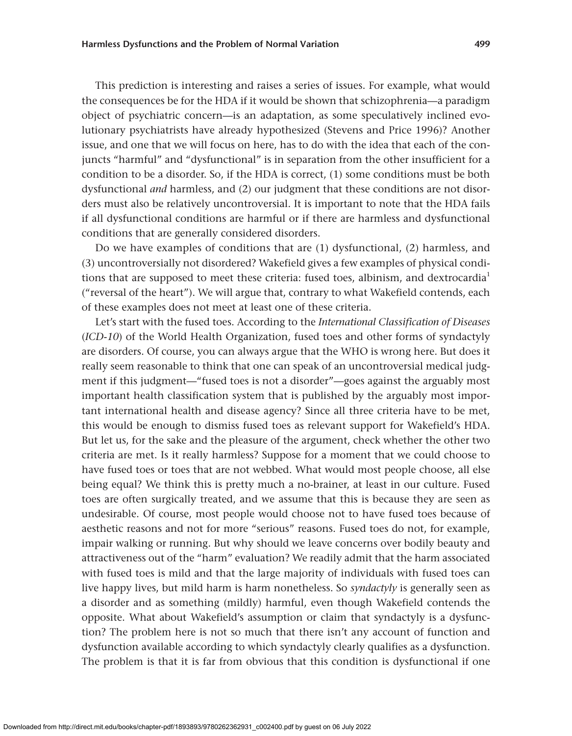This prediction is interesting and raises a series of issues. For example, what would the consequences be for the HDA if it would be shown that schizophrenia—a paradigm object of psychiatric concern—is an adaptation, as some speculatively inclined evolutionary psychiatrists have already hypothesized (Stevens and Price 1996)? Another issue, and one that we will focus on here, has to do with the idea that each of the conjuncts "harmful" and "dysfunctional" is in separation from the other insufficient for a condition to be a disorder. So, if the HDA is correct, (1) some conditions must be both dysfunctional *and* harmless, and (2) our judgment that these conditions are not disorders must also be relatively uncontroversial. It is important to note that the HDA fails if all dysfunctional conditions are harmful or if there are harmless and dysfunctional conditions that are generally considered disorders.

Do we have examples of conditions that are (1) dysfunctional, (2) harmless, and (3) uncontroversially not disordered? Wakefield gives a few examples of physical conditions that are supposed to meet these criteria: fused toes, albinism, and dextrocardia[1] ("reversal of the heart"). We will argue that, contrary to what Wakefield contends, each of these examples does not meet at least one of these criteria.

Let's start with the fused toes. According to the *International Classification of Diseases* (*ICD-10*) of the World Health Organization, fused toes and other forms of syndactyly are disorders. Of course, you can always argue that the WHO is wrong here. But does it really seem reasonable to think that one can speak of an uncontroversial medical judgment if this judgment—"fused toes is not a disorder"—goes against the arguably most important health classification system that is published by the arguably most important international health and disease agency? Since all three criteria have to be met, this would be enough to dismiss fused toes as relevant support for Wakefield's HDA. But let us, for the sake and the pleasure of the argument, check whether the other two criteria are met. Is it really harmless? Suppose for a moment that we could choose to have fused toes or toes that are not webbed. What would most people choose, all else being equal? We think this is pretty much a no-brainer, at least in our culture. Fused toes are often surgically treated, and we assume that this is because they are seen as undesirable. Of course, most people would choose not to have fused toes because of aesthetic reasons and not for more "serious" reasons. Fused toes do not, for example, impair walking or running. But why should we leave concerns over bodily beauty and attractiveness out of the "harm" evaluation? We readily admit that the harm associated with fused toes is mild and that the large majority of individuals with fused toes can live happy lives, but mild harm is harm nonetheless. So *syndactyly* is generally seen as a disorder and as something (mildly) harmful, even though Wakefield contends the opposite. What about Wakefield's assumption or claim that syndactyly is a dysfunction? The problem here is not so much that there isn't any account of function and dysfunction available according to which syndactyly clearly qualifies as a dysfunction. The problem is that it is far from obvious that this condition is dysfunctional if one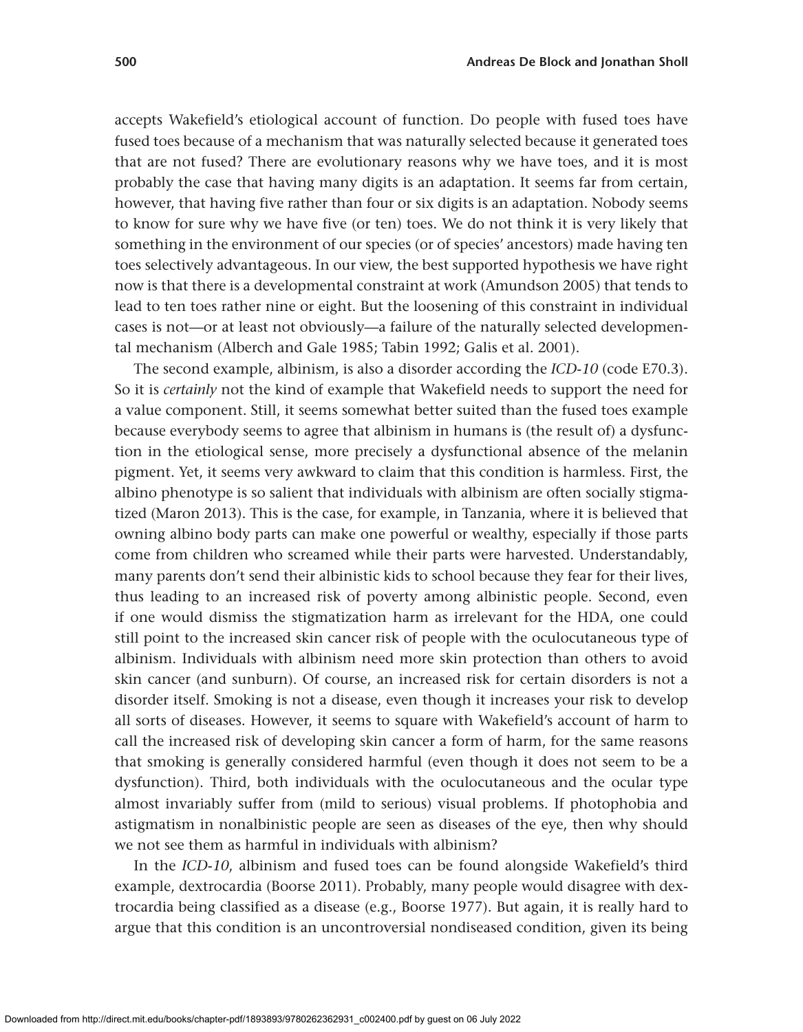accepts Wakefield's etiological account of function. Do people with fused toes have fused toes because of a mechanism that was naturally selected because it generated toes that are not fused? There are evolutionary reasons why we have toes, and it is most probably the case that having many digits is an adaptation. It seems far from certain, however, that having five rather than four or six digits is an adaptation. Nobody seems to know for sure why we have five (or ten) toes. We do not think it is very likely that something in the environment of our species (or of species' ancestors) made having ten toes selectively advantageous. In our view, the best supported hypothesis we have right now is that there is a developmental constraint at work (Amundson 2005) that tends to lead to ten toes rather nine or eight. But the loosening of this constraint in individual cases is not—or at least not obviously—a failure of the naturally selected developmental mechanism (Alberch and Gale 1985; Tabin 1992; Galis et al. 2001).

The second example, albinism, is also a disorder according the *ICD-10* (code E70.3). So it is *certainly* not the kind of example that Wakefield needs to support the need for a value component. Still, it seems somewhat better suited than the fused toes example because everybody seems to agree that albinism in humans is (the result of) a dysfunction in the etiological sense, more precisely a dysfunctional absence of the melanin pigment. Yet, it seems very awkward to claim that this condition is harmless. First, the albino phenotype is so salient that individuals with albinism are often socially stigmatized (Maron 2013). This is the case, for example, in Tanzania, where it is believed that owning albino body parts can make one powerful or wealthy, especially if those parts come from children who screamed while their parts were harvested. Understandably, many parents don't send their albinistic kids to school because they fear for their lives, thus leading to an increased risk of poverty among albinistic people. Second, even if one would dismiss the stigmatization harm as irrelevant for the HDA, one could still point to the increased skin cancer risk of people with the oculocutaneous type of albinism. Individuals with albinism need more skin protection than others to avoid skin cancer (and sunburn). Of course, an increased risk for certain disorders is not a disorder itself. Smoking is not a disease, even though it increases your risk to develop all sorts of diseases. However, it seems to square with Wakefield's account of harm to call the increased risk of developing skin cancer a form of harm, for the same reasons that smoking is generally considered harmful (even though it does not seem to be a dysfunction). Third, both individuals with the oculocutaneous and the ocular type almost invariably suffer from (mild to serious) visual problems. If photophobia and astigmatism in nonalbinistic people are seen as diseases of the eye, then why should we not see them as harmful in individuals with albinism?

In the *ICD-10*, albinism and fused toes can be found alongside Wakefield's third example, dextrocardia (Boorse 2011). Probably, many people would disagree with dextrocardia being classified as a disease (e.g., Boorse 1977). But again, it is really hard to argue that this condition is an uncontroversial nondiseased condition, given its being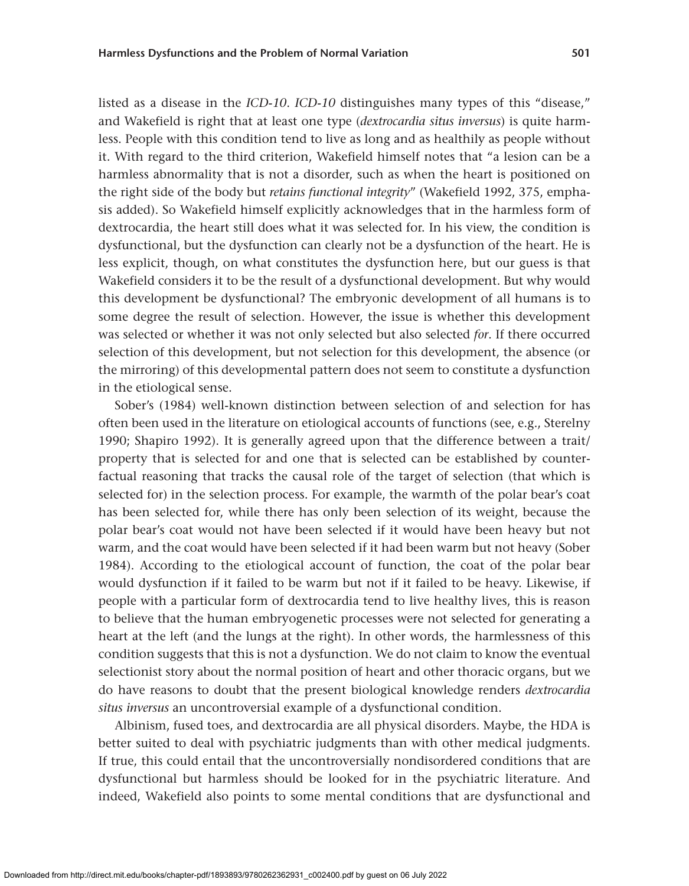listed as a disease in the *ICD-10*. *ICD-10* distinguishes many types of this "disease," and Wakefield is right that at least one type (*dextrocardia situs inversus*) is quite harmless. People with this condition tend to live as long and as healthily as people without it. With regard to the third criterion, Wakefield himself notes that "a lesion can be a harmless abnormality that is not a disorder, such as when the heart is positioned on the right side of the body but *retains functional integrity*" (Wakefield 1992, 375, emphasis added). So Wakefield himself explicitly acknowledges that in the harmless form of dextrocardia, the heart still does what it was selected for. In his view, the condition is dysfunctional, but the dysfunction can clearly not be a dysfunction of the heart. He is less explicit, though, on what constitutes the dysfunction here, but our guess is that Wakefield considers it to be the result of a dysfunctional development. But why would this development be dysfunctional? The embryonic development of all humans is to some degree the result of selection. However, the issue is whether this development was selected or whether it was not only selected but also selected *for*. If there occurred selection of this development, but not selection for this development, the absence (or the mirroring) of this developmental pattern does not seem to constitute a dysfunction in the etiological sense.

Sober's (1984) well-known distinction between selection of and selection for has often been used in the literature on etiological accounts of functions (see, e.g., Sterelny 1990; Shapiro 1992). It is generally agreed upon that the difference between a trait/property that is selected for and one that is selected can be established by counterfactual reasoning that tracks the causal role of the target of selection (that which is selected for) in the selection process. For example, the warmth of the polar bear's coat has been selected for, while there has only been selection of its weight, because the polar bear's coat would not have been selected if it would have been heavy but not warm, and the coat would have been selected if it had been warm but not heavy (Sober 1984). According to the etiological account of function, the coat of the polar bear would dysfunction if it failed to be warm but not if it failed to be heavy. Likewise, if people with a particular form of dextrocardia tend to live healthy lives, this is reason to believe that the human embryogenetic processes were not selected for generating a heart at the left (and the lungs at the right). In other words, the harmlessness of this condition suggests that this is not a dysfunction. We do not claim to know the eventual selectionist story about the normal position of heart and other thoracic organs, but we do have reasons to doubt that the present biological knowledge renders *dextrocardia situs inversus* an uncontroversial example of a dysfunctional condition.

Albinism, fused toes, and dextrocardia are all physical disorders. Maybe, the HDA is better suited to deal with psychiatric judgments than with other medical judgments. If true, this could entail that the uncontroversially nondisordered conditions that are dysfunctional but harmless should be looked for in the psychiatric literature. And indeed, Wakefield also points to some mental conditions that are dysfunctional and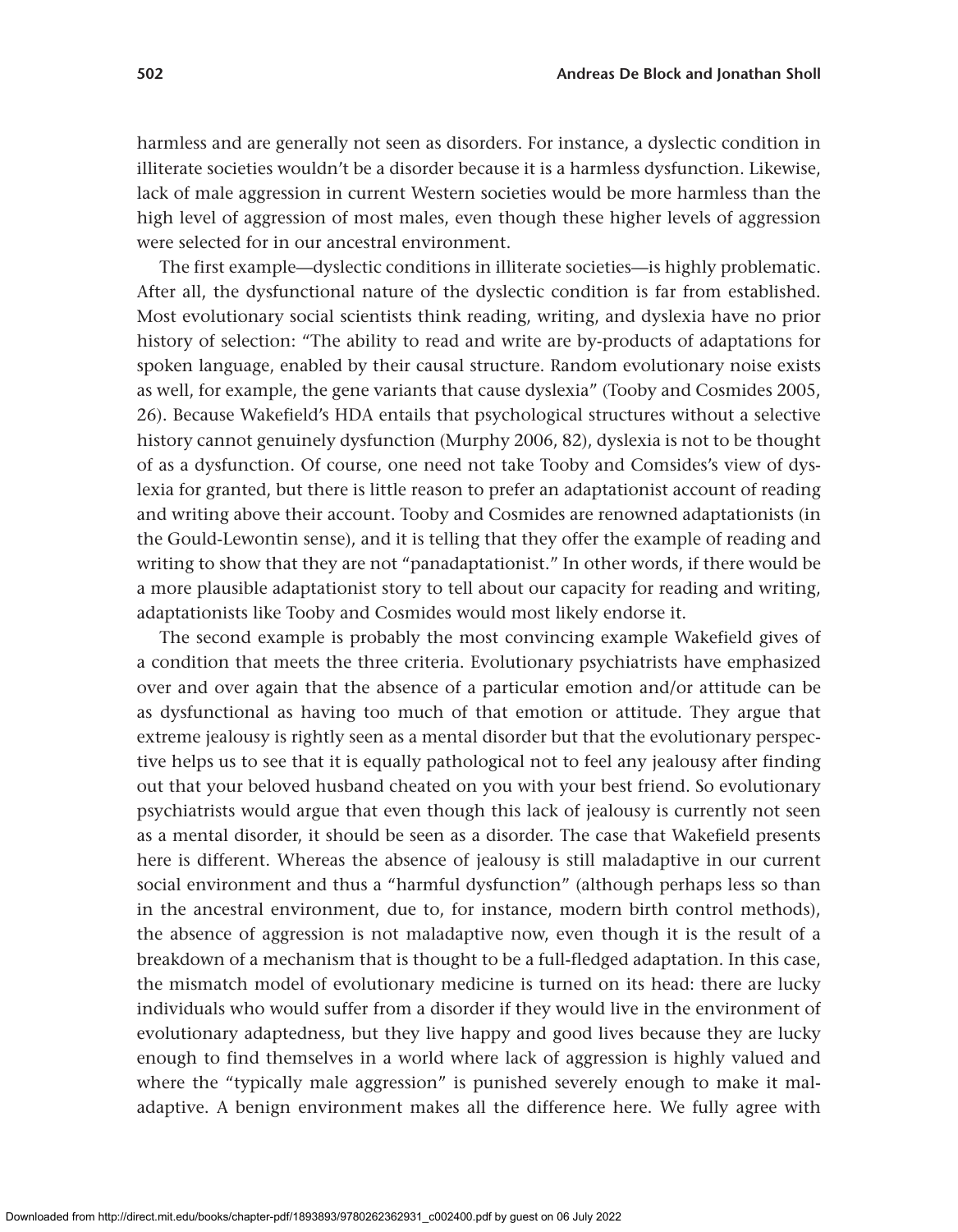harmless and are generally not seen as disorders. For instance, a dyslectic condition in illiterate societies wouldn't be a disorder because it is a harmless dysfunction. Likewise, lack of male aggression in current Western societies would be more harmless than the high level of aggression of most males, even though these higher levels of aggression were selected for in our ancestral environment.

The first example—dyslectic conditions in illiterate societies—is highly problematic. After all, the dysfunctional nature of the dyslectic condition is far from established. Most evolutionary social scientists think reading, writing, and dyslexia have no prior history of selection: "The ability to read and write are by-products of adaptations for spoken language, enabled by their causal structure. Random evolutionary noise exists as well, for example, the gene variants that cause dyslexia" (Tooby and Cosmides 2005, 26). Because Wakefield's HDA entails that psychological structures without a selective history cannot genuinely dysfunction (Murphy 2006, 82), dyslexia is not to be thought of as a dysfunction. Of course, one need not take Tooby and Comsides's view of dyslexia for granted, but there is little reason to prefer an adaptationist account of reading and writing above their account. Tooby and Cosmides are renowned adaptationists (in the Gould-Lewontin sense), and it is telling that they offer the example of reading and writing to show that they are not "panadaptationist." In other words, if there would be a more plausible adaptationist story to tell about our capacity for reading and writing, adaptationists like Tooby and Cosmides would most likely endorse it.

The second example is probably the most convincing example Wakefield gives of a condition that meets the three criteria. Evolutionary psychiatrists have emphasized over and over again that the absence of a particular emotion and/or attitude can be as dysfunctional as having too much of that emotion or attitude. They argue that extreme jealousy is rightly seen as a mental disorder but that the evolutionary perspective helps us to see that it is equally pathological not to feel any jealousy after finding out that your beloved husband cheated on you with your best friend. So evolutionary psychiatrists would argue that even though this lack of jealousy is currently not seen as a mental disorder, it should be seen as a disorder. The case that Wakefield presents here is different. Whereas the absence of jealousy is still maladaptive in our current social environment and thus a "harmful dysfunction" (although perhaps less so than in the ancestral environment, due to, for instance, modern birth control methods), the absence of aggression is not maladaptive now, even though it is the result of a breakdown of a mechanism that is thought to be a full-fledged adaptation. In this case, the mismatch model of evolutionary medicine is turned on its head: there are lucky individuals who would suffer from a disorder if they would live in the environment of evolutionary adaptedness, but they live happy and good lives because they are lucky enough to find themselves in a world where lack of aggression is highly valued and where the "typically male aggression" is punished severely enough to make it maladaptive. A benign environment makes all the difference here. We fully agree with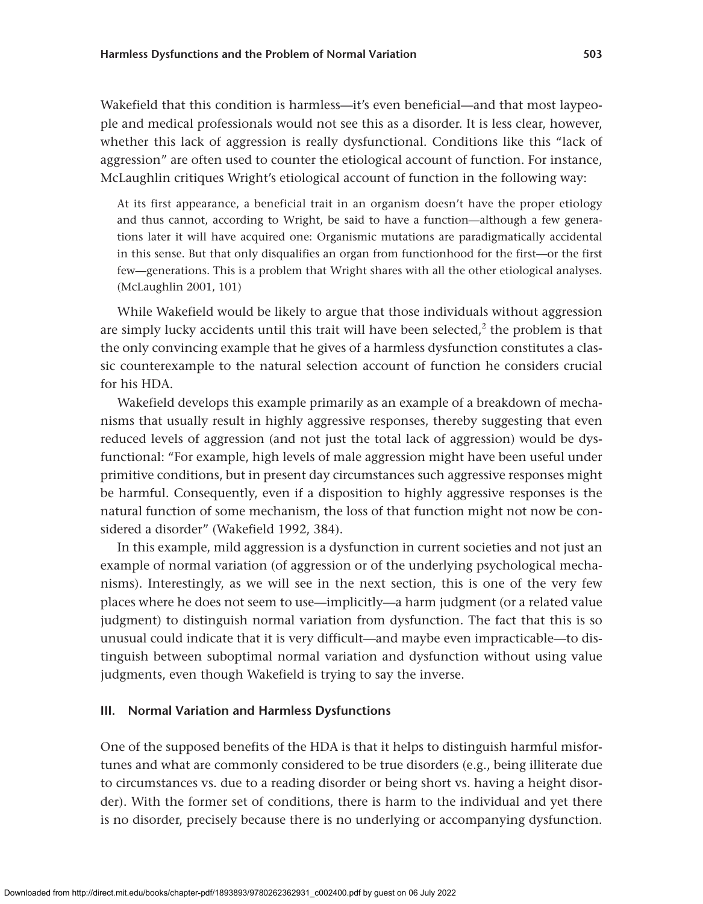Wakefield that this condition is harmless—it's even beneficial—and that most laypeople and medical professionals would not see this as a disorder. It is less clear, however, whether this lack of aggression is really dysfunctional. Conditions like this "lack of aggression" are often used to counter the etiological account of function. For instance, McLaughlin critiques Wright's etiological account of function in the following way:

> At its first appearance, a beneficial trait in an organism doesn't have the proper etiology and thus cannot, according to Wright, be said to have a function—although a few generations later it will have acquired one: Organismic mutations are paradigmatically accidental in this sense. But that only disqualifies an organ from functionhood for the first—or the first few—generations. This is a problem that Wright shares with all the other etiological analyses. (McLaughlin 2001, 101)

While Wakefield would be likely to argue that those individuals without aggression are simply lucky accidents until this trait will have been selected,[2] the problem is that the only convincing example that he gives of a harmless dysfunction constitutes a classic counterexample to the natural selection account of function he considers crucial for his HDA.

Wakefield develops this example primarily as an example of a breakdown of mechanisms that usually result in highly aggressive responses, thereby suggesting that even reduced levels of aggression (and not just the total lack of aggression) would be dysfunctional: "For example, high levels of male aggression might have been useful under primitive conditions, but in present day circumstances such aggressive responses might be harmful. Consequently, even if a disposition to highly aggressive responses is the natural function of some mechanism, the loss of that function might not now be considered a disorder" (Wakefield 1992, 384).

In this example, mild aggression is a dysfunction in current societies and not just an example of normal variation (of aggression or of the underlying psychological mechanisms). Interestingly, as we will see in the next section, this is one of the very few places where he does not seem to use—implicitly—a harm judgment (or a related value judgment) to distinguish normal variation from dysfunction. The fact that this is so unusual could indicate that it is very difficult—and maybe even impracticable—to distinguish between suboptimal normal variation and dysfunction without using value judgments, even though Wakefield is trying to say the inverse.

## III. Normal Variation and Harmless Dysfunctions

One of the supposed benefits of the HDA is that it helps to distinguish harmful misfortunes and what are commonly considered to be true disorders (e.g., being illiterate due to circumstances vs. due to a reading disorder or being short vs. having a height disorder). With the former set of conditions, there is harm to the individual and yet there is no disorder, precisely because there is no underlying or accompanying dysfunction.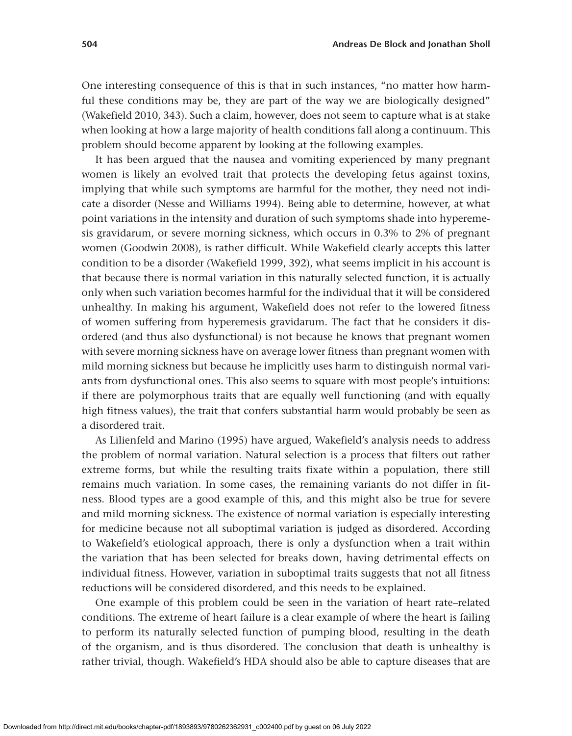One interesting consequence of this is that in such instances, "no matter how harmful these conditions may be, they are part of the way we are biologically designed" (Wakefield 2010, 343). Such a claim, however, does not seem to capture what is at stake when looking at how a large majority of health conditions fall along a continuum. This problem should become apparent by looking at the following examples.

It has been argued that the nausea and vomiting experienced by many pregnant women is likely an evolved trait that protects the developing fetus against toxins, implying that while such symptoms are harmful for the mother, they need not indicate a disorder (Nesse and Williams 1994). Being able to determine, however, at what point variations in the intensity and duration of such symptoms shade into hyperemesis gravidarum, or severe morning sickness, which occurs in 0.3% to 2% of pregnant women (Goodwin 2008), is rather difficult. While Wakefield clearly accepts this latter condition to be a disorder (Wakefield 1999, 392), what seems implicit in his account is that because there is normal variation in this naturally selected function, it is actually only when such variation becomes harmful for the individual that it will be considered unhealthy. In making his argument, Wakefield does not refer to the lowered fitness of women suffering from hyperemesis gravidarum. The fact that he considers it disordered (and thus also dysfunctional) is not because he knows that pregnant women with severe morning sickness have on average lower fitness than pregnant women with mild morning sickness but because he implicitly uses harm to distinguish normal variants from dysfunctional ones. This also seems to square with most people's intuitions: if there are polymorphous traits that are equally well functioning (and with equally high fitness values), the trait that confers substantial harm would probably be seen as a disordered trait.

As Lilienfeld and Marino (1995) have argued, Wakefield's analysis needs to address the problem of normal variation. Natural selection is a process that filters out rather extreme forms, but while the resulting traits fixate within a population, there still remains much variation. In some cases, the remaining variants do not differ in fitness. Blood types are a good example of this, and this might also be true for severe and mild morning sickness. The existence of normal variation is especially interesting for medicine because not all suboptimal variation is judged as disordered. According to Wakefield's etiological approach, there is only a dysfunction when a trait within the variation that has been selected for breaks down, having detrimental effects on individual fitness. However, variation in suboptimal traits suggests that not all fitness reductions will be considered disordered, and this needs to be explained.

One example of this problem could be seen in the variation of heart rate–related conditions. The extreme of heart failure is a clear example of where the heart is failing to perform its naturally selected function of pumping blood, resulting in the death of the organism, and is thus disordered. The conclusion that death is unhealthy is rather trivial, though. Wakefield's HDA should also be able to capture diseases that are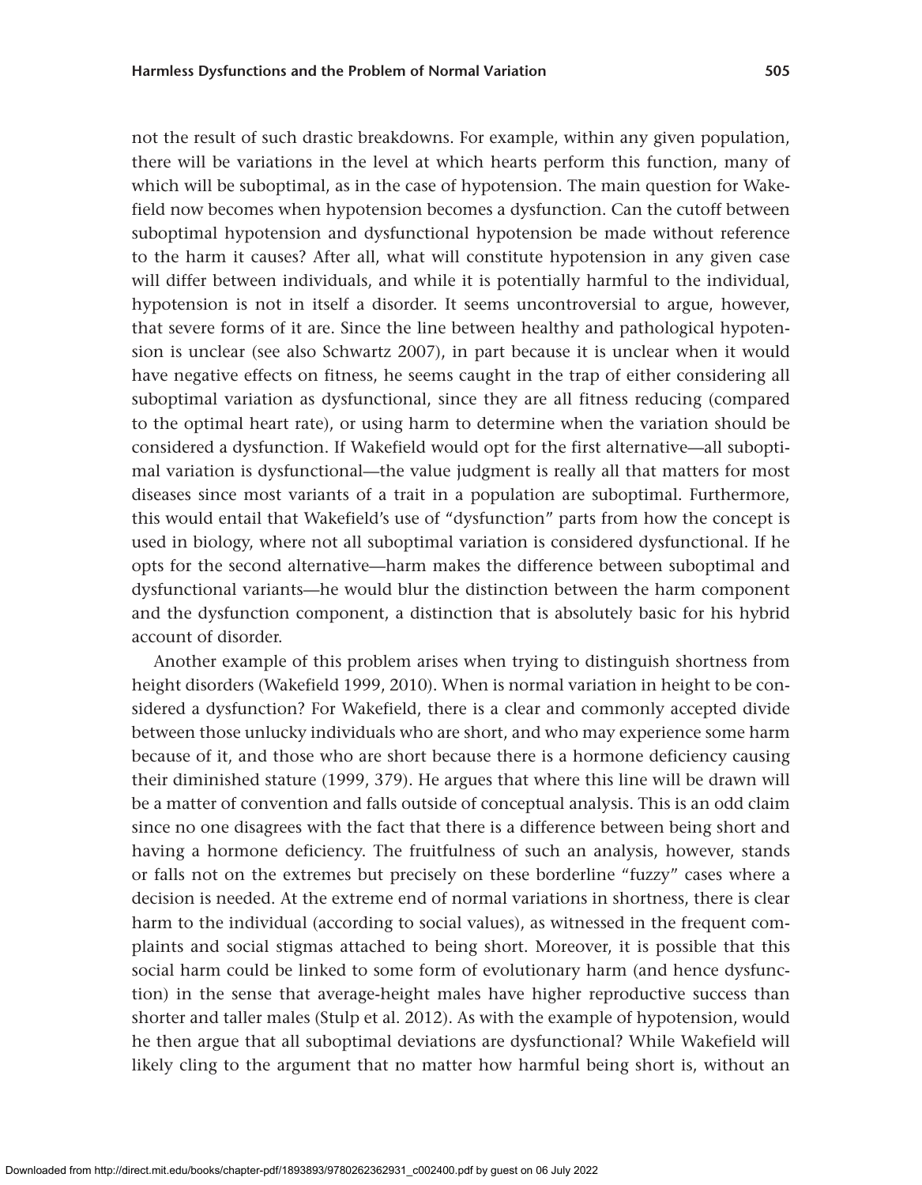not the result of such drastic breakdowns. For example, within any given population, there will be variations in the level at which hearts perform this function, many of which will be suboptimal, as in the case of hypotension. The main question for Wakefield now becomes when hypotension becomes a dysfunction. Can the cutoff between suboptimal hypotension and dysfunctional hypotension be made without reference to the harm it causes? After all, what will constitute hypotension in any given case will differ between individuals, and while it is potentially harmful to the individual, hypotension is not in itself a disorder. It seems uncontroversial to argue, however, that severe forms of it are. Since the line between healthy and pathological hypotension is unclear (see also Schwartz 2007), in part because it is unclear when it would have negative effects on fitness, he seems caught in the trap of either considering all suboptimal variation as dysfunctional, since they are all fitness reducing (compared to the optimal heart rate), or using harm to determine when the variation should be considered a dysfunction. If Wakefield would opt for the first alternative—all suboptimal variation is dysfunctional—the value judgment is really all that matters for most diseases since most variants of a trait in a population are suboptimal. Furthermore, this would entail that Wakefield's use of "dysfunction" parts from how the concept is used in biology, where not all suboptimal variation is considered dysfunctional. If he opts for the second alternative—harm makes the difference between suboptimal and dysfunctional variants—he would blur the distinction between the harm component and the dysfunction component, a distinction that is absolutely basic for his hybrid account of disorder.

Another example of this problem arises when trying to distinguish shortness from height disorders (Wakefield 1999, 2010). When is normal variation in height to be considered a dysfunction? For Wakefield, there is a clear and commonly accepted divide between those unlucky individuals who are short, and who may experience some harm because of it, and those who are short because there is a hormone deficiency causing their diminished stature (1999, 379). He argues that where this line will be drawn will be a matter of convention and falls outside of conceptual analysis. This is an odd claim since no one disagrees with the fact that there is a difference between being short and having a hormone deficiency. The fruitfulness of such an analysis, however, stands or falls not on the extremes but precisely on these borderline "fuzzy" cases where a decision is needed. At the extreme end of normal variations in shortness, there is clear harm to the individual (according to social values), as witnessed in the frequent complaints and social stigmas attached to being short. Moreover, it is possible that this social harm could be linked to some form of evolutionary harm (and hence dysfunction) in the sense that average-height males have higher reproductive success than shorter and taller males (Stulp et al. 2012). As with the example of hypotension, would he then argue that all suboptimal deviations are dysfunctional? While Wakefield will likely cling to the argument that no matter how harmful being short is, without an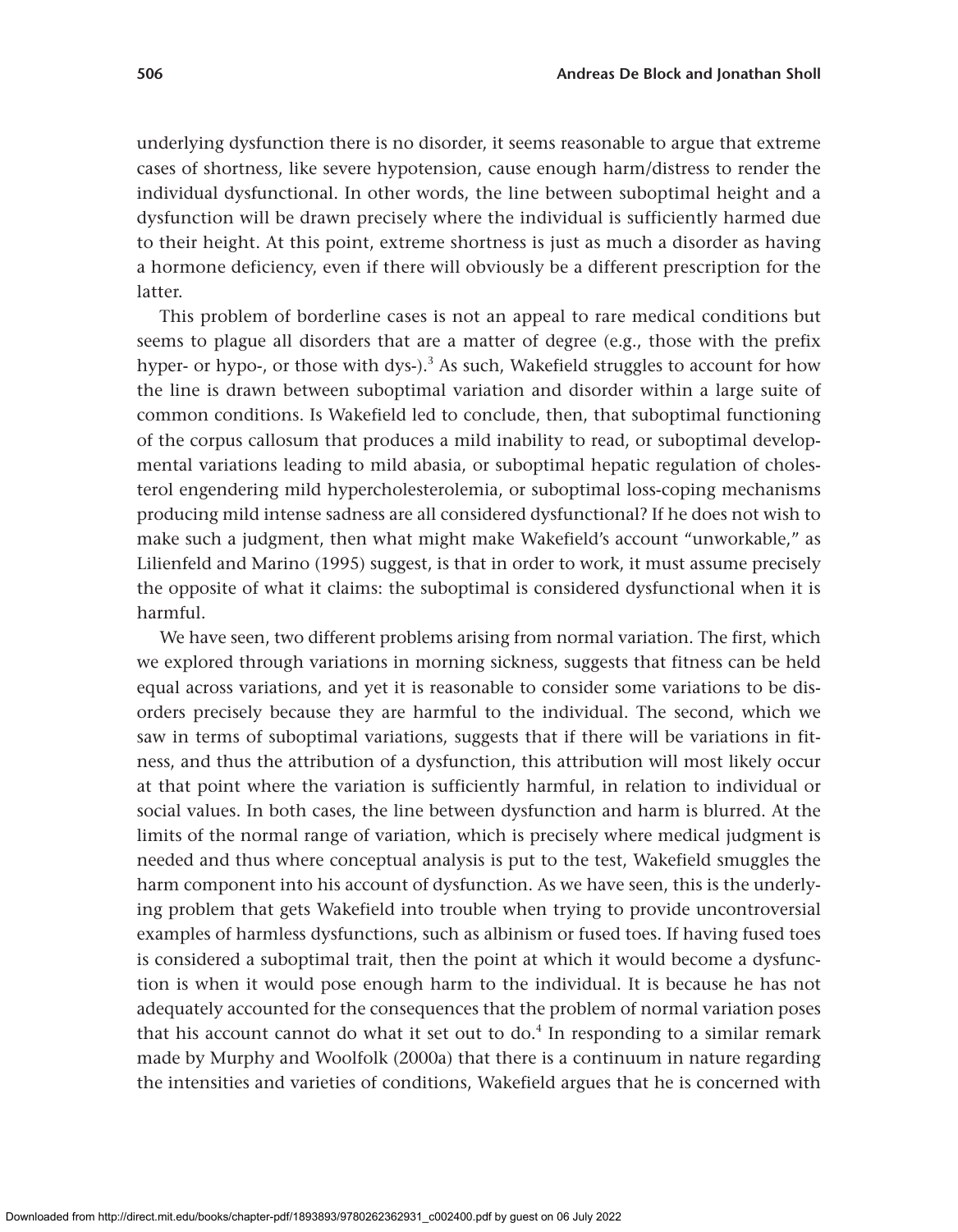underlying dysfunction there is no disorder, it seems reasonable to argue that extreme cases of shortness, like severe hypotension, cause enough harm/distress to render the individual dysfunctional. In other words, the line between suboptimal height and a dysfunction will be drawn precisely where the individual is sufficiently harmed due to their height. At this point, extreme shortness is just as much a disorder as having a hormone deficiency, even if there will obviously be a different prescription for the latter.

This problem of borderline cases is not an appeal to rare medical conditions but seems to plague all disorders that are a matter of degree (e.g., those with the prefix hyper- or hypo-, or those with dys-).[3] As such, Wakefield struggles to account for how the line is drawn between suboptimal variation and disorder within a large suite of common conditions. Is Wakefield led to conclude, then, that suboptimal functioning of the corpus callosum that produces a mild inability to read, or suboptimal developmental variations leading to mild abasia, or suboptimal hepatic regulation of cholesterol engendering mild hypercholesterolemia, or suboptimal loss-coping mechanisms producing mild intense sadness are all considered dysfunctional? If he does not wish to make such a judgment, then what might make Wakefield's account "unworkable," as Lilienfeld and Marino (1995) suggest, is that in order to work, it must assume precisely the opposite of what it claims: the suboptimal is considered dysfunctional when it is harmful.

We have seen, two different problems arising from normal variation. The first, which we explored through variations in morning sickness, suggests that fitness can be held equal across variations, and yet it is reasonable to consider some variations to be disorders precisely because they are harmful to the individual. The second, which we saw in terms of suboptimal variations, suggests that if there will be variations in fitness, and thus the attribution of a dysfunction, this attribution will most likely occur at that point where the variation is sufficiently harmful, in relation to individual or social values. In both cases, the line between dysfunction and harm is blurred. At the limits of the normal range of variation, which is precisely where medical judgment is needed and thus where conceptual analysis is put to the test, Wakefield smuggles the harm component into his account of dysfunction. As we have seen, this is the underlying problem that gets Wakefield into trouble when trying to provide uncontroversial examples of harmless dysfunctions, such as albinism or fused toes. If having fused toes is considered a suboptimal trait, then the point at which it would become a dysfunction is when it would pose enough harm to the individual. It is because he has not adequately accounted for the consequences that the problem of normal variation poses that his account cannot do what it set out to do.[4] In responding to a similar remark made by Murphy and Woolfolk (2000a) that there is a continuum in nature regarding the intensities and varieties of conditions, Wakefield argues that he is concerned with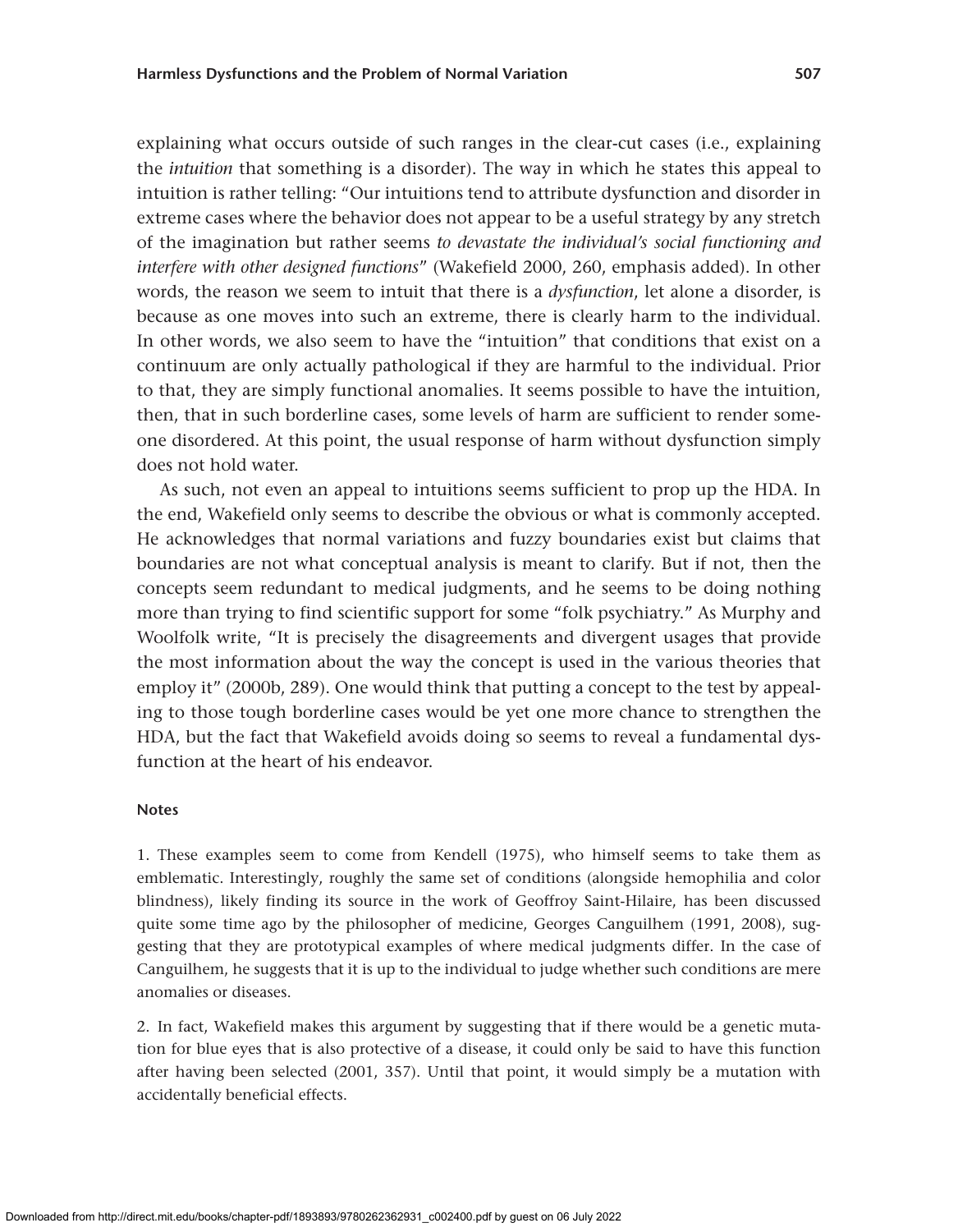explaining what occurs outside of such ranges in the clear-cut cases (i.e., explaining the *intuition* that something is a disorder). The way in which he states this appeal to intuition is rather telling: "Our intuitions tend to attribute dysfunction and disorder in extreme cases where the behavior does not appear to be a useful strategy by any stretch of the imagination but rather seems *to devastate the individual's social functioning and interfere with other designed functions*" (Wakefield 2000, 260, emphasis added). In other words, the reason we seem to intuit that there is a *dysfunction*, let alone a disorder, is because as one moves into such an extreme, there is clearly harm to the individual. In other words, we also seem to have the "intuition" that conditions that exist on a continuum are only actually pathological if they are harmful to the individual. Prior to that, they are simply functional anomalies. It seems possible to have the intuition, then, that in such borderline cases, some levels of harm are sufficient to render someone disordered. At this point, the usual response of harm without dysfunction simply does not hold water.

As such, not even an appeal to intuitions seems sufficient to prop up the HDA. In the end, Wakefield only seems to describe the obvious or what is commonly accepted. He acknowledges that normal variations and fuzzy boundaries exist but claims that boundaries are not what conceptual analysis is meant to clarify. But if not, then the concepts seem redundant to medical judgments, and he seems to be doing nothing more than trying to find scientific support for some "folk psychiatry." As Murphy and Woolfolk write, "It is precisely the disagreements and divergent usages that provide the most information about the way the concept is used in the various theories that employ it" (2000b, 289). One would think that putting a concept to the test by appealing to those tough borderline cases would be yet one more chance to strengthen the HDA, but the fact that Wakefield avoids doing so seems to reveal a fundamental dysfunction at the heart of his endeavor.

#### Notes

1. These examples seem to come from Kendell (1975), who himself seems to take them as emblematic. Interestingly, roughly the same set of conditions (alongside hemophilia and color blindness), likely finding its source in the work of Geoffroy Saint-Hilaire, has been discussed quite some time ago by the philosopher of medicine, Georges Canguilhem (1991, 2008), suggesting that they are prototypical examples of where medical judgments differ. In the case of Canguilhem, he suggests that it is up to the individual to judge whether such conditions are mere anomalies or diseases.

2. In fact, Wakefield makes this argument by suggesting that if there would be a genetic mutation for blue eyes that is also protective of a disease, it could only be said to have this function after having been selected (2001, 357). Until that point, it would simply be a mutation with accidentally beneficial effects.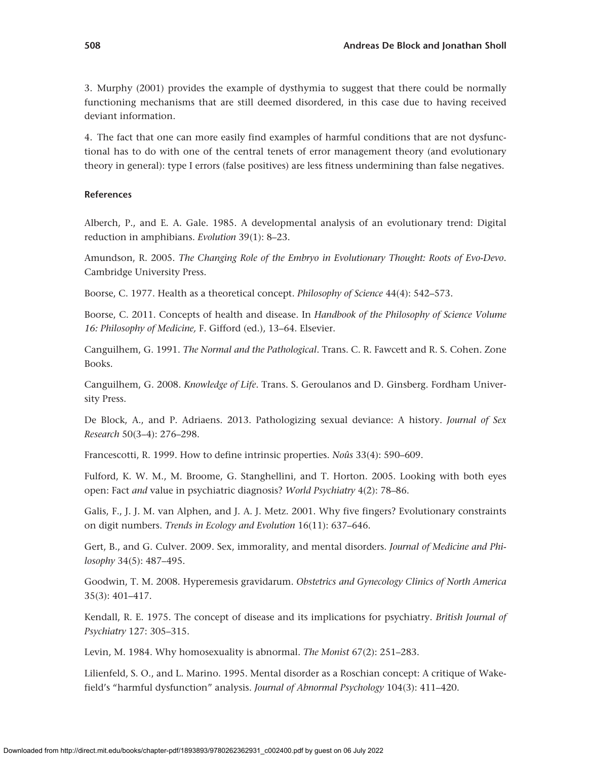3. Murphy (2001) provides the example of dysthymia to suggest that there could be normally functioning mechanisms that are still deemed disordered, in this case due to having received deviant information.

4. The fact that one can more easily find examples of harmful conditions that are not dysfunctional has to do with one of the central tenets of error management theory (and evolutionary theory in general): type I errors (false positives) are less fitness undermining than false negatives.

#### References

Alberch, P., and E. A. Gale. 1985. A developmental analysis of an evolutionary trend: Digital reduction in amphibians. *Evolution* 39(1): 8–23.

Amundson, R. 2005. *The Changing Role of the Embryo in Evolutionary Thought: Roots of Evo-Devo*. Cambridge University Press.

Boorse, C. 1977. Health as a theoretical concept. *Philosophy of Science* 44(4): 542–573.

Boorse, C. 2011. Concepts of health and disease. In *Handbook of the Philosophy of Science Volume 16: Philosophy of Medicine,* F. Gifford (ed.), 13–64. Elsevier.

Canguilhem, G. 1991. *The Normal and the Pathological*. Trans. C. R. Fawcett and R. S. Cohen. Zone Books.

Canguilhem, G. 2008. *Knowledge of Life*. Trans. S. Geroulanos and D. Ginsberg. Fordham University Press.

De Block, A., and P. Adriaens. 2013. Pathologizing sexual deviance: A history. *Journal of Sex Research* 50(3–4): 276–298.

Francescotti, R. 1999. How to define intrinsic properties. *Noûs* 33(4): 590–609.

Fulford, K. W. M., M. Broome, G. Stanghellini, and T. Horton. 2005. Looking with both eyes open: Fact *and* value in psychiatric diagnosis? *World Psychiatry* 4(2): 78–86.

Galis, F., J. J. M. van Alphen, and J. A. J. Metz. 2001. Why five fingers? Evolutionary constraints on digit numbers. *Trends in Ecology and Evolution* 16(11): 637–646.

Gert, B., and G. Culver. 2009. Sex, immorality, and mental disorders. *Journal of Medicine and Philosophy* 34(5): 487–495.

Goodwin, T. M. 2008. Hyperemesis gravidarum. *Obstetrics and Gynecology Clinics of North America* 35(3): 401–417.

Kendall, R. E. 1975. The concept of disease and its implications for psychiatry. *British Journal of Psychiatry* 127: 305–315.

Levin, M. 1984. Why homosexuality is abnormal. *The Monist* 67(2): 251–283.

Lilienfeld, S. O., and L. Marino. 1995. Mental disorder as a Roschian concept: A critique of Wakefield's "harmful dysfunction" analysis. *Journal of Abnormal Psychology* 104(3): 411–420.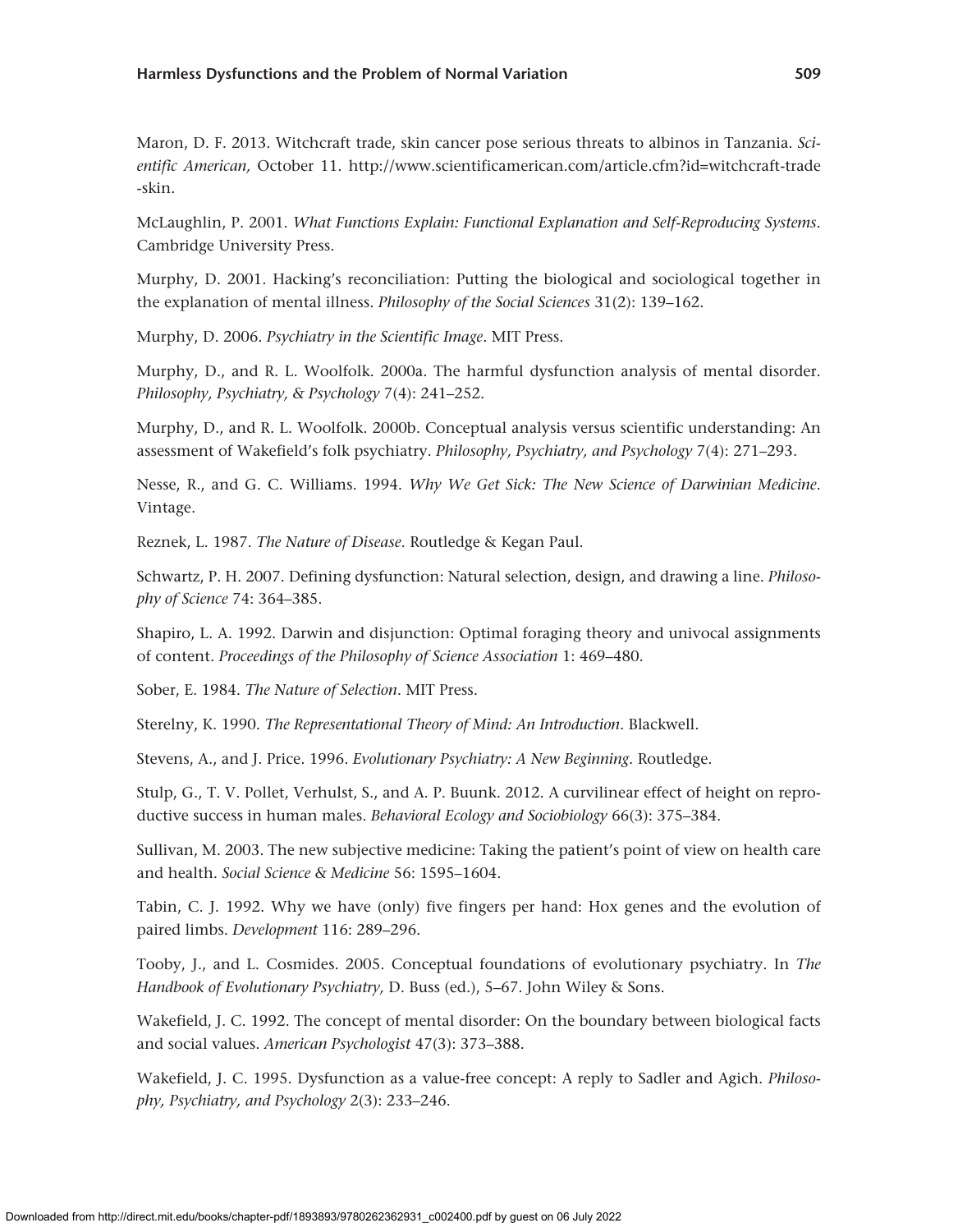Maron, D. F. 2013. Witchcraft trade, skin cancer pose serious threats to albinos in Tanzania. *Scientific American,* October 11. http://www.scientificamerican.com/article.cfm?id=witchcraft-trade-skin.

McLaughlin, P. 2001. *What Functions Explain: Functional Explanation and Self-Reproducing Systems*. Cambridge University Press.

Murphy, D. 2001. Hacking's reconciliation: Putting the biological and sociological together in the explanation of mental illness. *Philosophy of the Social Sciences* 31(2): 139–162.

Murphy, D. 2006. *Psychiatry in the Scientific Image*. MIT Press.

Murphy, D., and R. L. Woolfolk. 2000a. The harmful dysfunction analysis of mental disorder. *Philosophy, Psychiatry, & Psychology* 7(4): 241–252.

Murphy, D., and R. L. Woolfolk. 2000b. Conceptual analysis versus scientific understanding: An assessment of Wakefield's folk psychiatry. *Philosophy, Psychiatry, and Psychology* 7(4): 271–293.

Nesse, R., and G. C. Williams. 1994. *Why We Get Sick: The New Science of Darwinian Medicine*. Vintage.

Reznek, L. 1987. *The Nature of Disease*. Routledge & Kegan Paul.

Schwartz, P. H. 2007. Defining dysfunction: Natural selection, design, and drawing a line. *Philosophy of Science* 74: 364–385.

Shapiro, L. A. 1992. Darwin and disjunction: Optimal foraging theory and univocal assignments of content. *Proceedings of the Philosophy of Science Association* 1: 469–480.

Sober, E. 1984. *The Nature of Selection*. MIT Press.

Sterelny, K. 1990. *The Representational Theory of Mind: An Introduction*. Blackwell.

Stevens, A., and J. Price. 1996. *Evolutionary Psychiatry: A New Beginning*. Routledge.

Stulp, G., T. V. Pollet, Verhulst, S., and A. P. Buunk. 2012. A curvilinear effect of height on reproductive success in human males. *Behavioral Ecology and Sociobiology* 66(3): 375–384.

Sullivan, M. 2003. The new subjective medicine: Taking the patient's point of view on health care and health. *Social Science & Medicine* 56: 1595–1604.

Tabin, C. J. 1992. Why we have (only) five fingers per hand: Hox genes and the evolution of paired limbs. *Development* 116: 289–296.

Tooby, J., and L. Cosmides. 2005. Conceptual foundations of evolutionary psychiatry. In *The Handbook of Evolutionary Psychiatry,* D. Buss (ed.), 5–67. John Wiley & Sons.

Wakefield, J. C. 1992. The concept of mental disorder: On the boundary between biological facts and social values. *American Psychologist* 47(3): 373–388.

Wakefield, J. C. 1995. Dysfunction as a value-free concept: A reply to Sadler and Agich. *Philosophy, Psychiatry, and Psychology* 2(3): 233–246.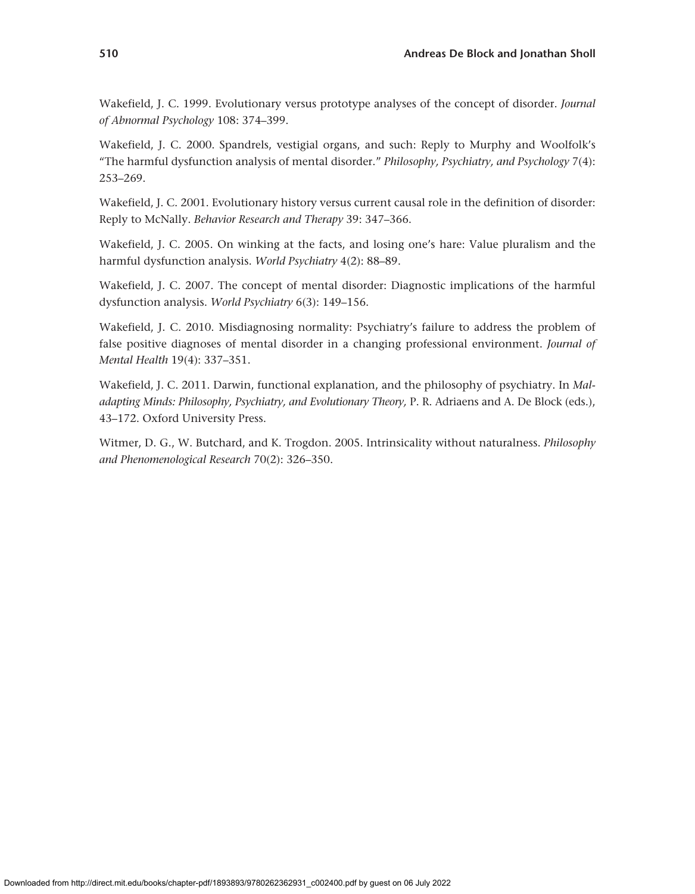Wakefield, J. C. 1999. Evolutionary versus prototype analyses of the concept of disorder. *Journal of Abnormal Psychology* 108: 374–399.

Wakefield, J. C. 2000. Spandrels, vestigial organs, and such: Reply to Murphy and Woolfolk's "The harmful dysfunction analysis of mental disorder." *Philosophy, Psychiatry, and Psychology* 7(4): 253–269.

Wakefield, J. C. 2001. Evolutionary history versus current causal role in the definition of disorder: Reply to McNally. *Behavior Research and Therapy* 39: 347–366.

Wakefield, J. C. 2005. On winking at the facts, and losing one's hare: Value pluralism and the harmful dysfunction analysis. *World Psychiatry* 4(2): 88–89.

Wakefield, J. C. 2007. The concept of mental disorder: Diagnostic implications of the harmful dysfunction analysis. *World Psychiatry* 6(3): 149–156.

Wakefield, J. C. 2010. Misdiagnosing normality: Psychiatry's failure to address the problem of false positive diagnoses of mental disorder in a changing professional environment. *Journal of Mental Health* 19(4): 337–351.

Wakefield, J. C. 2011. Darwin, functional explanation, and the philosophy of psychiatry. In *Maladapting Minds: Philosophy, Psychiatry, and Evolutionary Theory,* P. R. Adriaens and A. De Block (eds.), 43–172. Oxford University Press.

Witmer, D. G., W. Butchard, and K. Trogdon. 2005. Intrinsicality without naturalness. *Philosophy and Phenomenological Research* 70(2): 326–350.